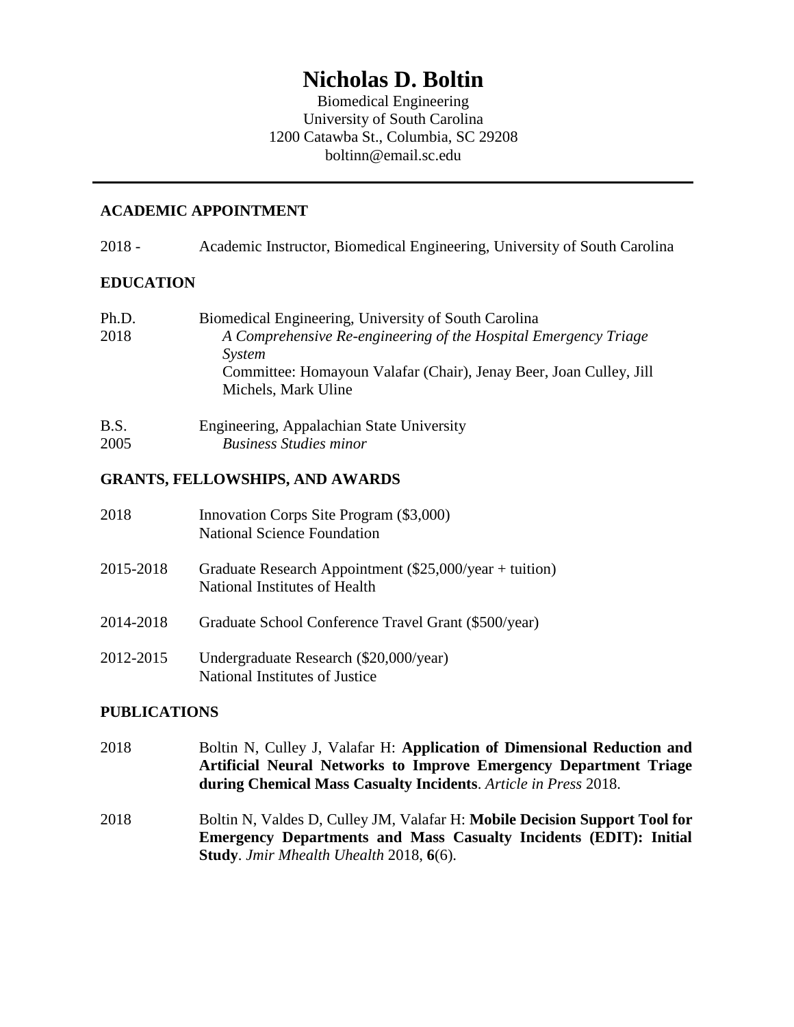# Nicholas D. Boltin

Biomedical Engineering
University of South Carolina
1200 Catawba St., Columbia, SC 29208
boltinn@email.sc.edu

---

## ACADEMIC APPOINTMENT

2018 - Academic Instructor, Biomedical Engineering, University of South Carolina

## EDUCATION

Ph.D. 2018 — Biomedical Engineering, University of South Carolina
*A Comprehensive Re-engineering of the Hospital Emergency Triage System*
Committee: Homayoun Valafar (Chair), Jenay Beer, Joan Culley, Jill Michels, Mark Uline

B.S. 2005 — Engineering, Appalachian State University
*Business Studies minor*

## GRANTS, FELLOWSHIPS, AND AWARDS

2018 — Innovation Corps Site Program ($3,000)
National Science Foundation

2015-2018 — Graduate Research Appointment ($25,000/year + tuition)
National Institutes of Health

2014-2018 — Graduate School Conference Travel Grant ($500/year)

2012-2015 — Undergraduate Research ($20,000/year)
National Institutes of Justice

## PUBLICATIONS

2018 — Boltin N, Culley J, Valafar H: **Application of Dimensional Reduction and Artificial Neural Networks to Improve Emergency Department Triage during Chemical Mass Casualty Incidents**. *Article in Press* 2018.

2018 — Boltin N, Valdes D, Culley JM, Valafar H: **Mobile Decision Support Tool for Emergency Departments and Mass Casualty Incidents (EDIT): Initial Study**. *Jmir Mhealth Uhealth* 2018, **6**(6).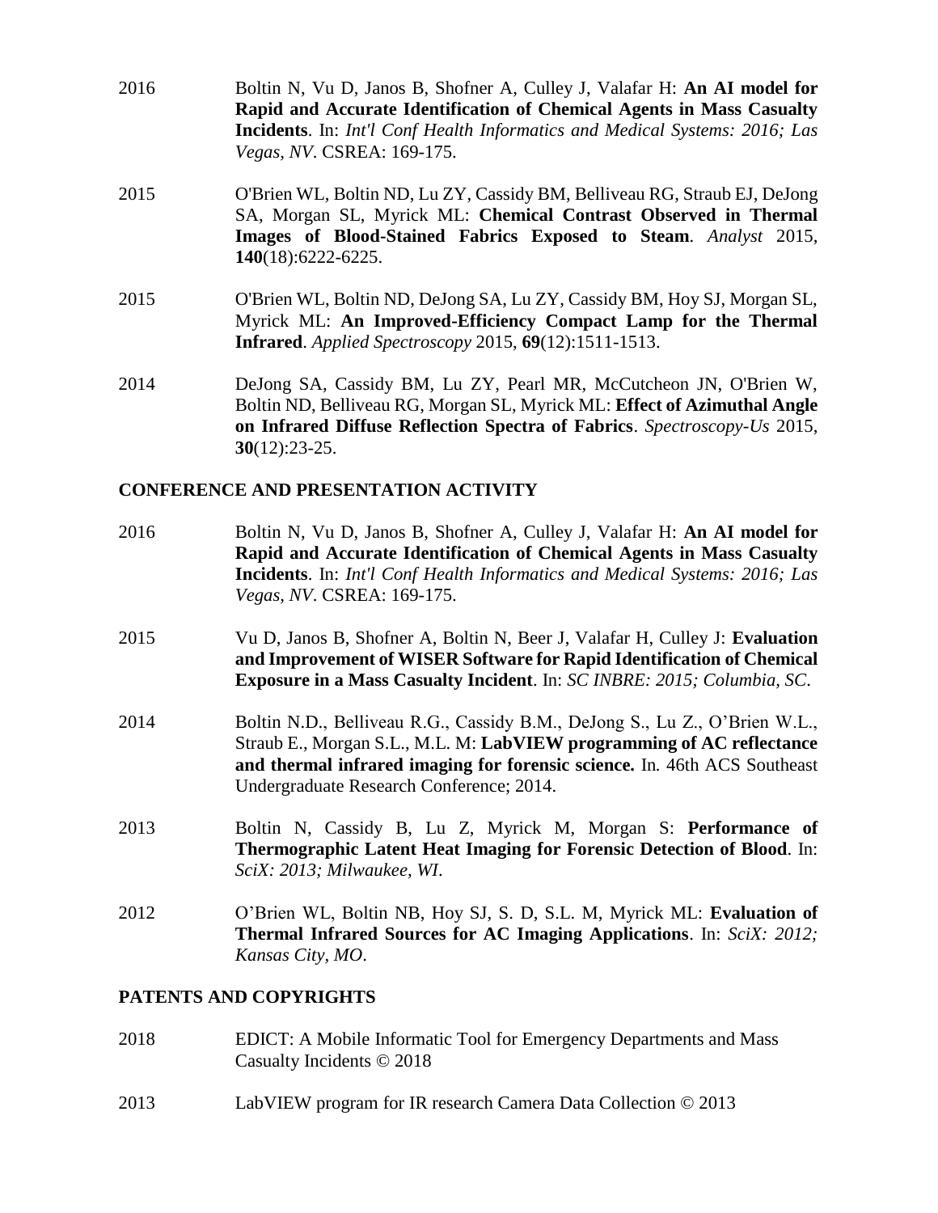2016 Boltin N, Vu D, Janos B, Shofner A, Culley J, Valafar H: **An AI model for Rapid and Accurate Identification of Chemical Agents in Mass Casualty Incidents**. In: *Int'l Conf Health Informatics and Medical Systems: 2016; Las Vegas, NV*. CSREA: 169-175.

2015 O'Brien WL, Boltin ND, Lu ZY, Cassidy BM, Belliveau RG, Straub EJ, DeJong SA, Morgan SL, Myrick ML: **Chemical Contrast Observed in Thermal Images of Blood-Stained Fabrics Exposed to Steam**. *Analyst* 2015, **140**(18):6222-6225.

2015 O'Brien WL, Boltin ND, DeJong SA, Lu ZY, Cassidy BM, Hoy SJ, Morgan SL, Myrick ML: **An Improved-Efficiency Compact Lamp for the Thermal Infrared**. *Applied Spectroscopy* 2015, **69**(12):1511-1513.

2014 DeJong SA, Cassidy BM, Lu ZY, Pearl MR, McCutcheon JN, O'Brien W, Boltin ND, Belliveau RG, Morgan SL, Myrick ML: **Effect of Azimuthal Angle on Infrared Diffuse Reflection Spectra of Fabrics**. *Spectroscopy-Us* 2015, **30**(12):23-25.

## CONFERENCE AND PRESENTATION ACTIVITY

2016 Boltin N, Vu D, Janos B, Shofner A, Culley J, Valafar H: **An AI model for Rapid and Accurate Identification of Chemical Agents in Mass Casualty Incidents**. In: *Int'l Conf Health Informatics and Medical Systems: 2016; Las Vegas, NV*. CSREA: 169-175.

2015 Vu D, Janos B, Shofner A, Boltin N, Beer J, Valafar H, Culley J: **Evaluation and Improvement of WISER Software for Rapid Identification of Chemical Exposure in a Mass Casualty Incident**. In: *SC INBRE: 2015; Columbia, SC*.

2014 Boltin N.D., Belliveau R.G., Cassidy B.M., DeJong S., Lu Z., O'Brien W.L., Straub E., Morgan S.L., M.L. M: **LabVIEW programming of AC reflectance and thermal infrared imaging for forensic science.** In. 46th ACS Southeast Undergraduate Research Conference; 2014.

2013 Boltin N, Cassidy B, Lu Z, Myrick M, Morgan S: **Performance of Thermographic Latent Heat Imaging for Forensic Detection of Blood**. In: *SciX: 2013; Milwaukee, WI*.

2012 O'Brien WL, Boltin NB, Hoy SJ, S. D, S.L. M, Myrick ML: **Evaluation of Thermal Infrared Sources for AC Imaging Applications**. In: *SciX: 2012; Kansas City, MO*.

## PATENTS AND COPYRIGHTS

2018 EDICT: A Mobile Informatic Tool for Emergency Departments and Mass Casualty Incidents © 2018

2013 LabVIEW program for IR research Camera Data Collection © 2013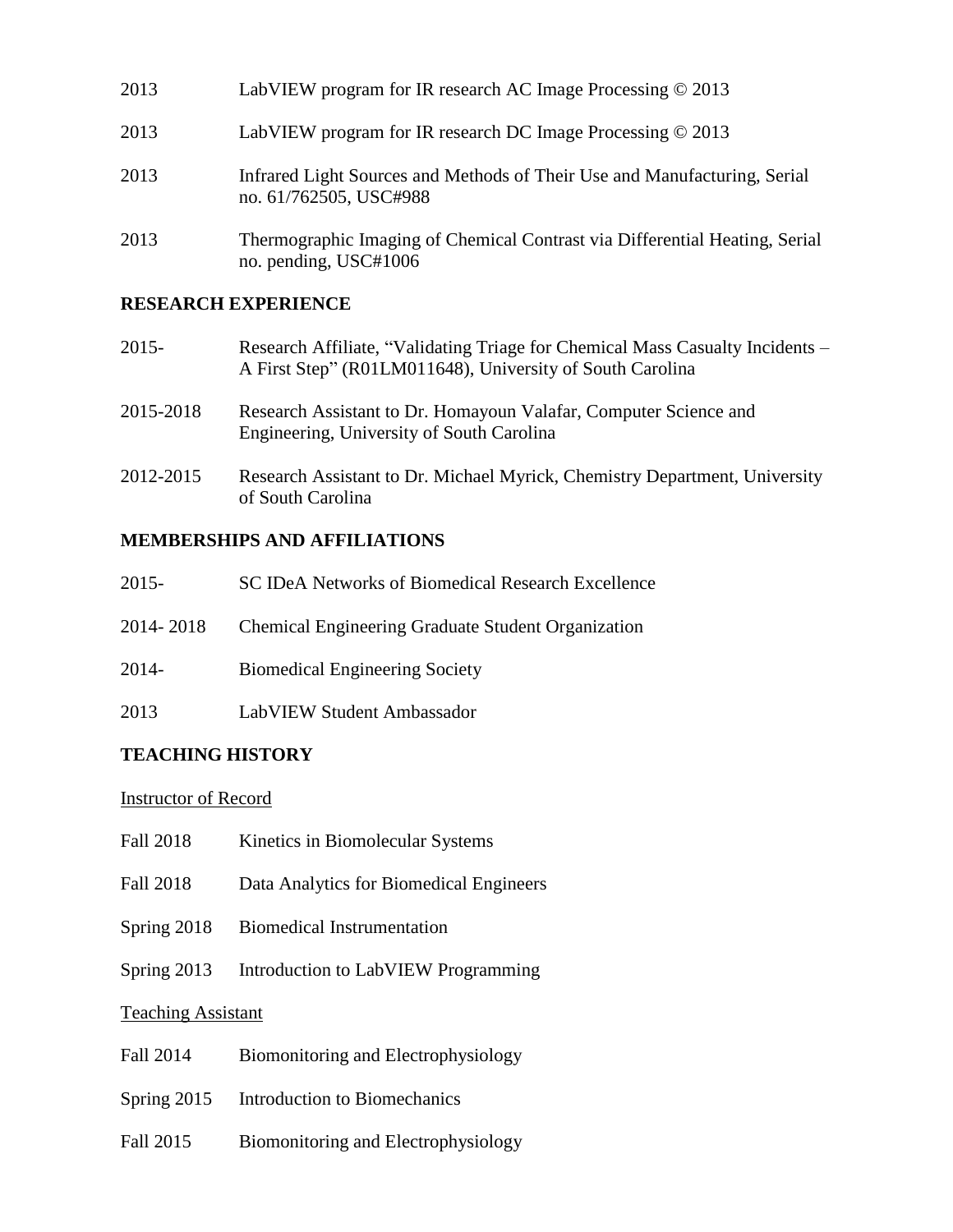2013 LabVIEW program for IR research AC Image Processing © 2013

2013 LabVIEW program for IR research DC Image Processing © 2013

2013 Infrared Light Sources and Methods of Their Use and Manufacturing, Serial no. 61/762505, USC#988

2013 Thermographic Imaging of Chemical Contrast via Differential Heating, Serial no. pending, USC#1006

## RESEARCH EXPERIENCE

2015- Research Affiliate, "Validating Triage for Chemical Mass Casualty Incidents – A First Step" (R01LM011648), University of South Carolina

2015-2018 Research Assistant to Dr. Homayoun Valafar, Computer Science and Engineering, University of South Carolina

2012-2015 Research Assistant to Dr. Michael Myrick, Chemistry Department, University of South Carolina

## MEMBERSHIPS AND AFFILIATIONS

2015- SC IDeA Networks of Biomedical Research Excellence

2014- 2018 Chemical Engineering Graduate Student Organization

2014- Biomedical Engineering Society

2013 LabVIEW Student Ambassador

## TEACHING HISTORY

Instructor of Record

Fall 2018 Kinetics in Biomolecular Systems

Fall 2018 Data Analytics for Biomedical Engineers

Spring 2018 Biomedical Instrumentation

Spring 2013 Introduction to LabVIEW Programming

Teaching Assistant

Fall 2014 Biomonitoring and Electrophysiology

Spring 2015 Introduction to Biomechanics

Fall 2015 Biomonitoring and Electrophysiology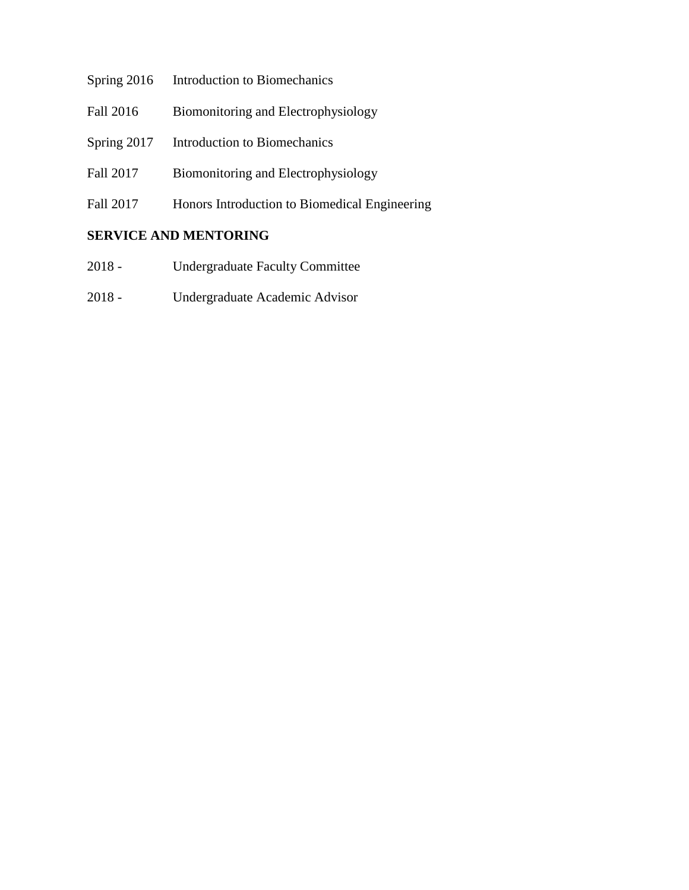| | |
|---|---|
| Spring 2016 | Introduction to Biomechanics |
| Fall 2016 | Biomonitoring and Electrophysiology |
| Spring 2017 | Introduction to Biomechanics |
| Fall 2017 | Biomonitoring and Electrophysiology |
| Fall 2017 | Honors Introduction to Biomedical Engineering |

## SERVICE AND MENTORING

| | |
|---|---|
| 2018 - | Undergraduate Faculty Committee |
| 2018 - | Undergraduate Academic Advisor |